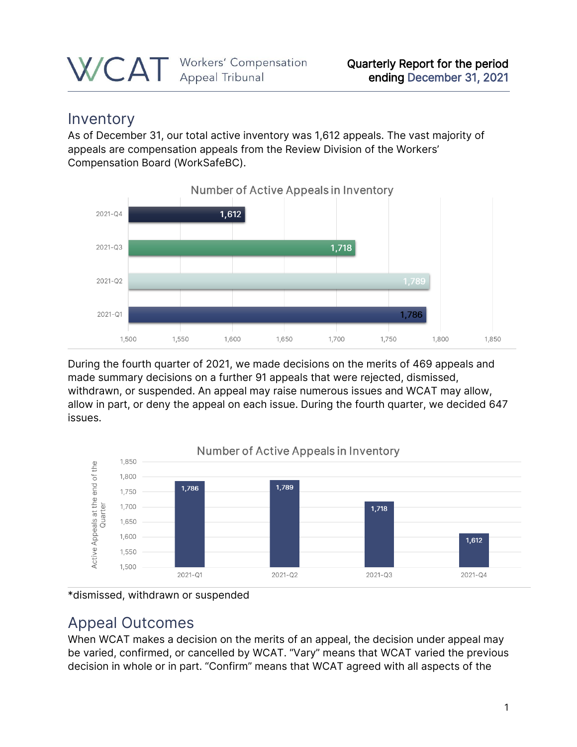Workers' Compensation Appeal Tribunal

Quarterly Report for the period ending December 31, 2021

## Inventory

As of December 31, our total active inventory was 1,612 appeals. The vast majority of appeals are compensation appeals from the Review Division of the Workers' Compensation Board (WorkSafeBC).

**Number of Active Appeals in Inventory**

| Quarter | Active Appeals |
|---|---|
| 2021-Q4 | 1,612 |
| 2021-Q3 | 1,718 |
| 2021-Q2 | 1,789 |
| 2021-Q1 | 1,786 |

During the fourth quarter of 2021, we made decisions on the merits of 469 appeals and made summary decisions on a further 91 appeals that were rejected, dismissed, withdrawn, or suspended. An appeal may raise numerous issues and WCAT may allow, allow in part, or deny the appeal on each issue. During the fourth quarter, we decided 647 issues.

**Number of Active Appeals in Inventory**

| Quarter | Active Appeals at the end of the Quarter |
|---|---|
| 2021-Q1 | 1,786 |
| 2021-Q2 | 1,789 |
| 2021-Q3 | 1,718 |
| 2021-Q4 | 1,612 |

*dismissed, withdrawn or suspended

## Appeal Outcomes

When WCAT makes a decision on the merits of an appeal, the decision under appeal may be varied, confirmed, or cancelled by WCAT. "Vary" means that WCAT varied the previous decision in whole or in part. "Confirm" means that WCAT agreed with all aspects of the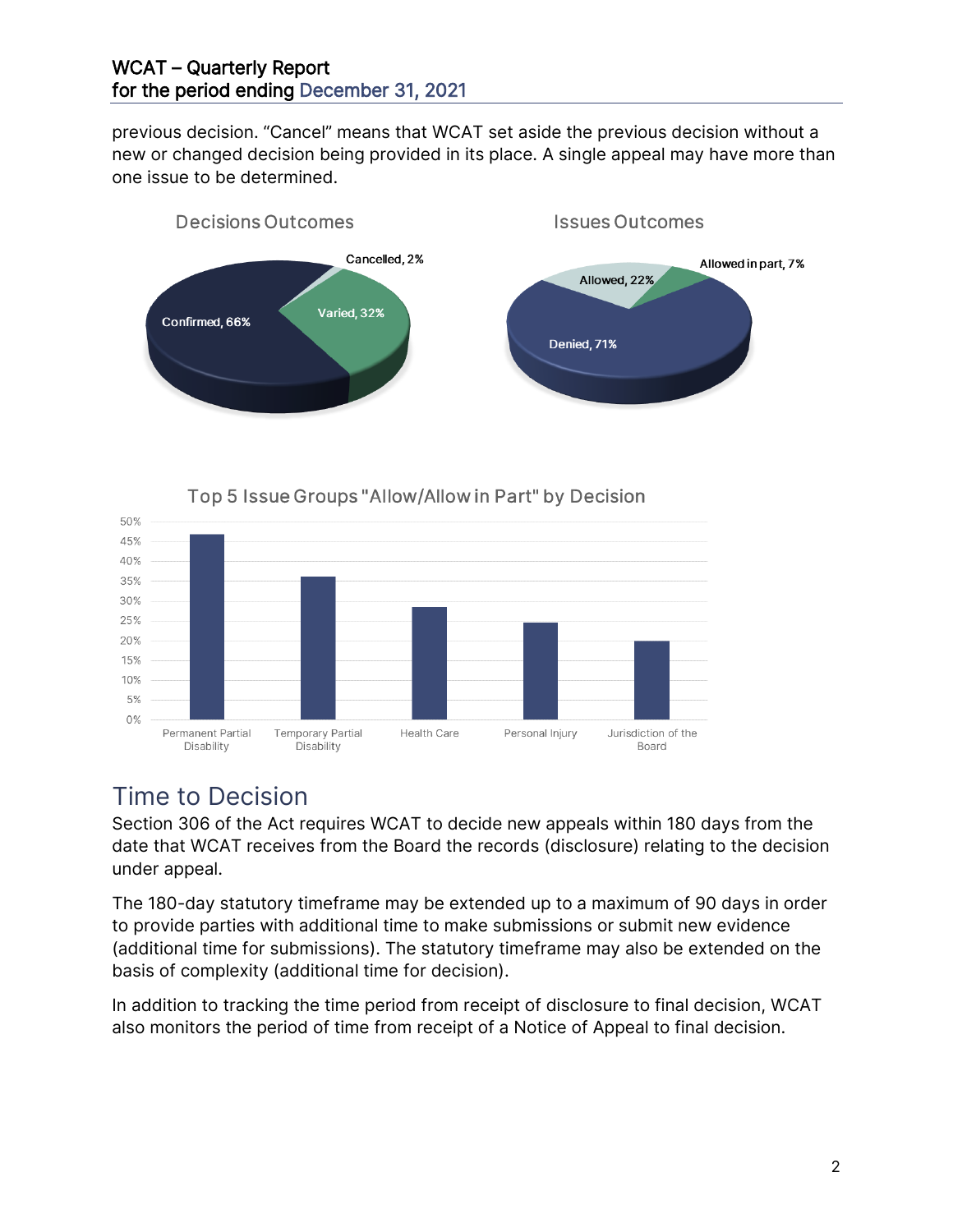previous decision. "Cancel" means that WCAT set aside the previous decision without a new or changed decision being provided in its place. A single appeal may have more than one issue to be determined.

Decisions Outcomes

| Outcome | Percentage |
|---|---|
| Confirmed | 66% |
| Varied | 32% |
| Cancelled | 2% |

Issues Outcomes

| Outcome | Percentage |
|---|---|
| Denied | 71% |
| Allowed | 22% |
| Allowed in part | 7% |

Top 5 Issue Groups "Allow/Allow in Part" by Decision

| Issue Group | Approx. % |
|---|---|
| Permanent Partial Disability | ~47% |
| Temporary Partial Disability | ~36% |
| Health Care | ~29% |
| Personal Injury | ~25% |
| Jurisdiction of the Board | ~20% |

## Time to Decision

Section 306 of the Act requires WCAT to decide new appeals within 180 days from the date that WCAT receives from the Board the records (disclosure) relating to the decision under appeal.

The 180-day statutory timeframe may be extended up to a maximum of 90 days in order to provide parties with additional time to make submissions or submit new evidence (additional time for submissions). The statutory timeframe may also be extended on the basis of complexity (additional time for decision).

In addition to tracking the time period from receipt of disclosure to final decision, WCAT also monitors the period of time from receipt of a Notice of Appeal to final decision.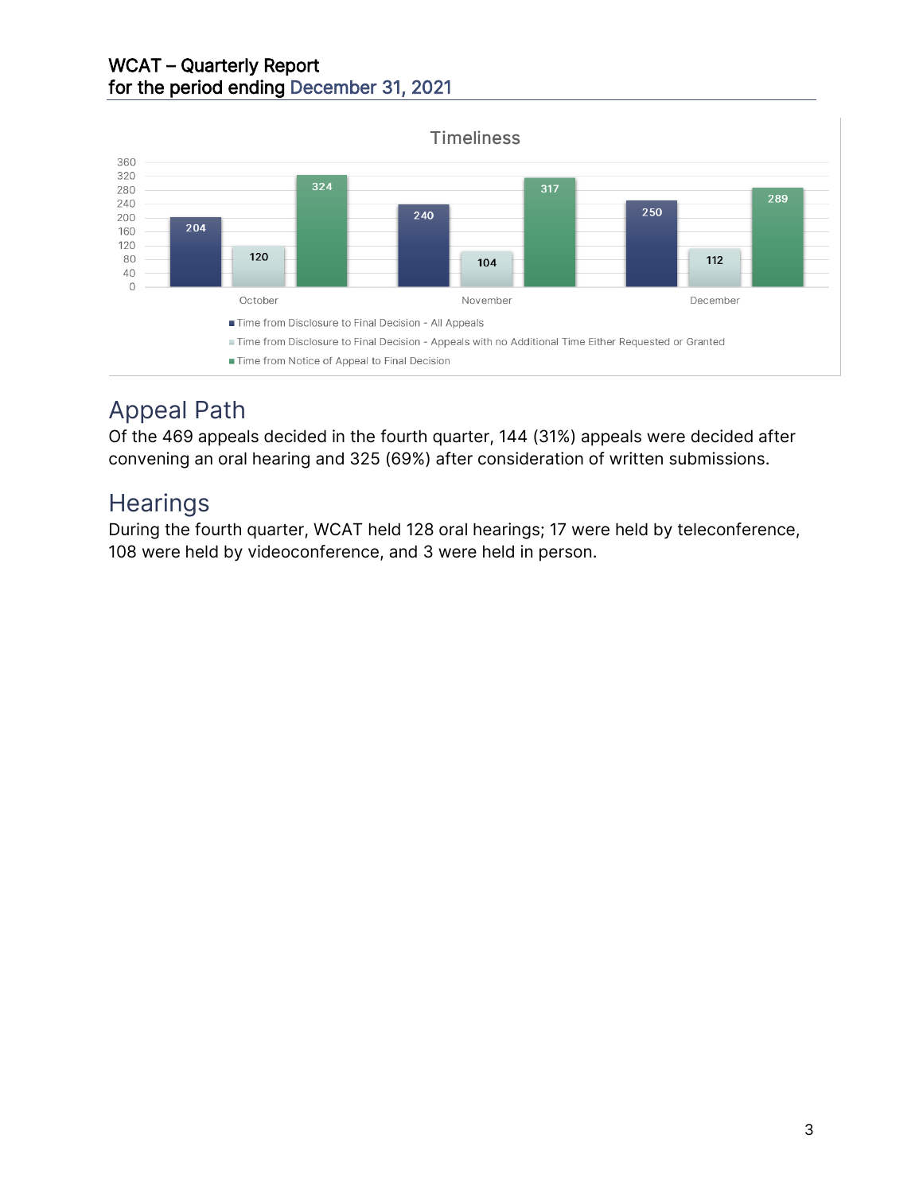Timeliness

360
320
280
240
200
160
120
80
40
0

October
204
120
324

November
240
104
317

December
250
112
289

Time from Disclosure to Final Decision - All Appeals

Time from Disclosure to Final Decision - Appeals with no Additional Time Either Requested or Granted

Time from Notice of Appeal to Final Decision

## Appeal Path

Of the 469 appeals decided in the fourth quarter, 144 (31%) appeals were decided after convening an oral hearing and 325 (69%) after consideration of written submissions.

## Hearings

During the fourth quarter, WCAT held 128 oral hearings; 17 were held by teleconference, 108 were held by videoconference, and 3 were held in person.